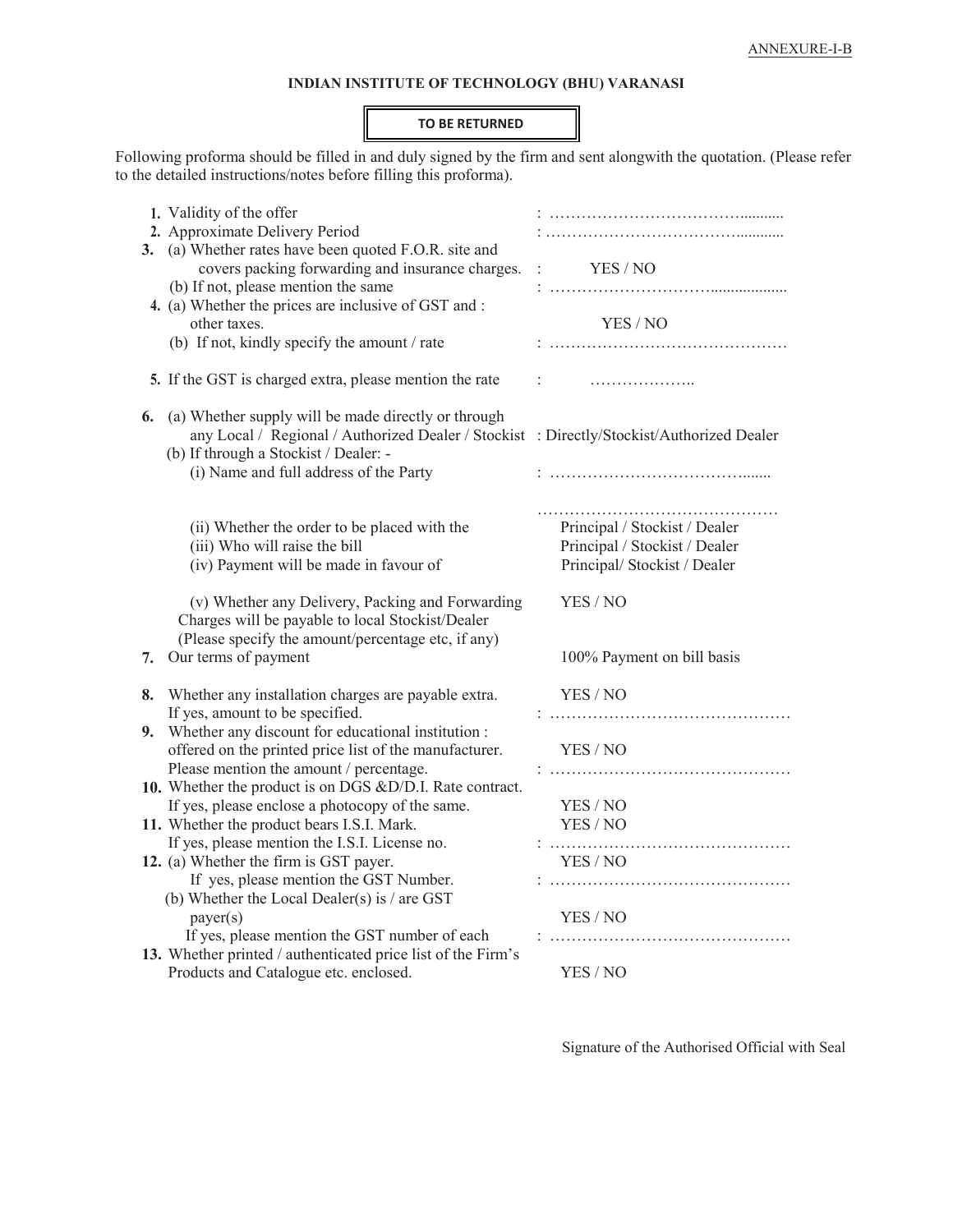ANNEXURE-I-B

**INDIAN INSTITUTE OF TECHNOLOGY (BHU) VARANASI**

**TO BE RETURNED**

Following proforma should be filled in and duly signed by the firm and sent alongwith the quotation. (Please refer to the detailed instructions/notes before filling this proforma).

1. Validity of the offer : ………………………………...........
2. Approximate Delivery Period : ………………………………...........
3. (a) Whether rates have been quoted F.O.R. site and covers packing forwarding and insurance charges. : YES / NO
   (b) If not, please mention the same : ………………………..................
4. (a) Whether the prices are inclusive of GST and : other taxes. YES / NO
   (b) If not, kindly specify the amount / rate : ………………………………………
5. If the GST is charged extra, please mention the rate : ………………..
6. (a) Whether supply will be made directly or through any Local / Regional / Authorized Dealer / Stockist : Directly/Stockist/Authorized Dealer
   (b) If through a Stockist / Dealer: -
   (i) Name and full address of the Party : …………………………………....... ………………………………………
   (ii) Whether the order to be placed with the Principal / Stockist / Dealer
   (iii) Who will raise the bill Principal / Stockist / Dealer
   (iv) Payment will be made in favour of Principal/ Stockist / Dealer
   (v) Whether any Delivery, Packing and Forwarding Charges will be payable to local Stockist/Dealer (Please specify the amount/percentage etc, if any) YES / NO
7. Our terms of payment 100% Payment on bill basis
8. Whether any installation charges are payable extra. YES / NO
   If yes, amount to be specified. : ………………………………………
9. Whether any discount for educational institution : offered on the printed price list of the manufacturer. YES / NO
   Please mention the amount / percentage. : ………………………………………
10. Whether the product is on DGS &D/D.I. Rate contract. If yes, please enclose a photocopy of the same. YES / NO
11. Whether the product bears I.S.I. Mark. YES / NO
    If yes, please mention the I.S.I. License no. : ………………………………………
12. (a) Whether the firm is GST payer. YES / NO
    If yes, please mention the GST Number. : ………………………………………
    (b) Whether the Local Dealer(s) is / are GST payer(s) YES / NO
    If yes, please mention the GST number of each : ………………………………………
13. Whether printed / authenticated price list of the Firm's Products and Catalogue etc. enclosed. YES / NO

Signature of the Authorised Official with Seal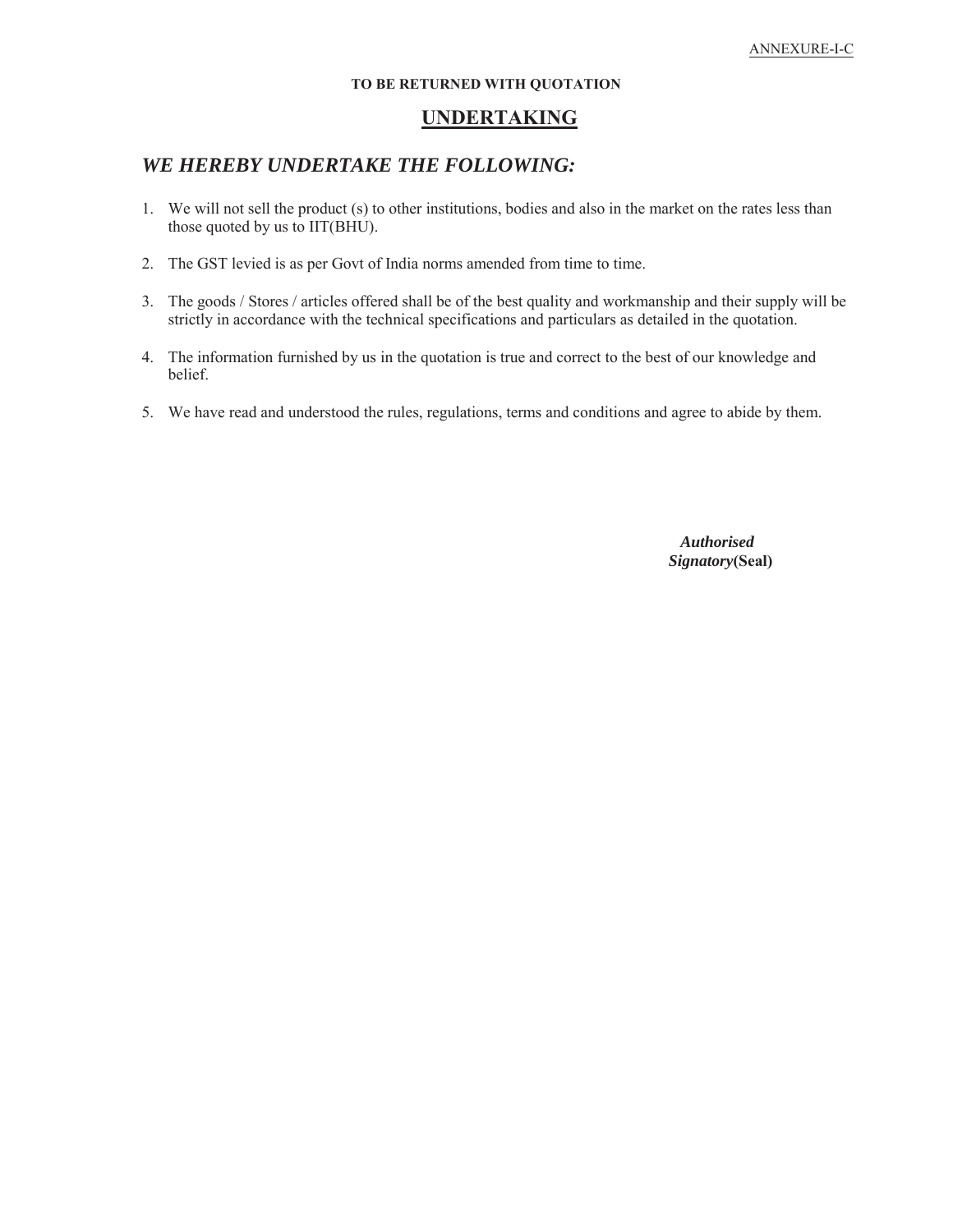ANNEXURE-I-C

**TO BE RETURNED WITH QUOTATION**

# UNDERTAKING

## *WE HEREBY UNDERTAKE THE FOLLOWING:*

1. We will not sell the product (s) to other institutions, bodies and also in the market on the rates less than those quoted by us to IIT(BHU).
2. The GST levied is as per Govt of India norms amended from time to time.
3. The goods / Stores / articles offered shall be of the best quality and workmanship and their supply will be strictly in accordance with the technical specifications and particulars as detailed in the quotation.
4. The information furnished by us in the quotation is true and correct to the best of our knowledge and belief.
5. We have read and understood the rules, regulations, terms and conditions and agree to abide by them.

***Authorised Signatory*(Seal)**